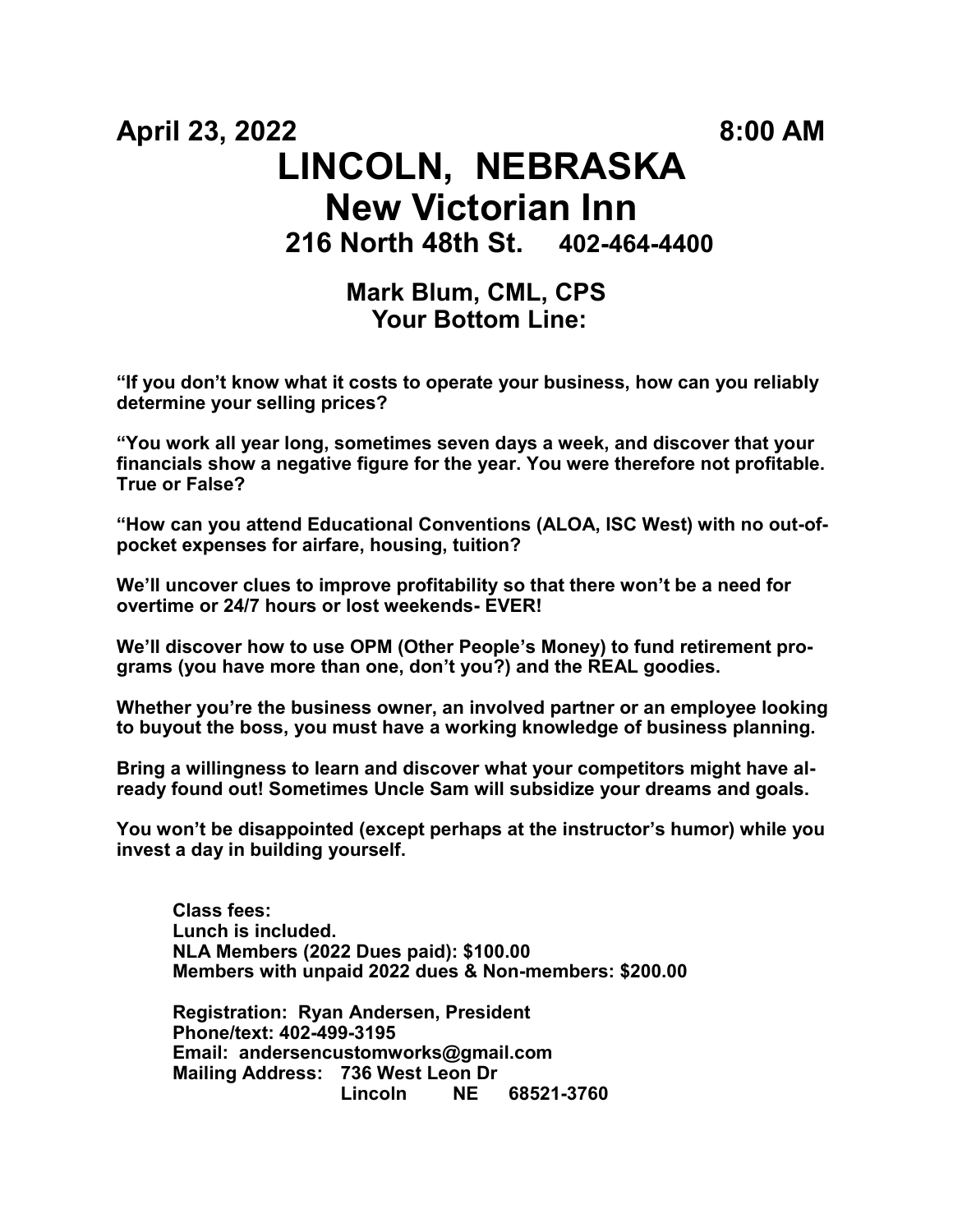**April 23, 2022 8:00 AM**

# LINCOLN, NEBRASKA

# New Victorian Inn

## 216 North 48th St. 402-464-4400

### Mark Blum, CML, CPS

### Your Bottom Line:

**“If you don’t know what it costs to operate your business, how can you reliably determine your selling prices?**

**“You work all year long, sometimes seven days a week, and discover that your financials show a negative figure for the year. You were therefore not profitable. True or False?**

**“How can you attend Educational Conventions (ALOA, ISC West) with no out-of-pocket expenses for airfare, housing, tuition?**

**We’ll uncover clues to improve profitability so that there won’t be a need for overtime or 24/7 hours or lost weekends- EVER!**

**We’ll discover how to use OPM (Other People’s Money) to fund retirement programs (you have more than one, don’t you?) and the REAL goodies.**

**Whether you’re the business owner, an involved partner or an employee looking to buyout the boss, you must have a working knowledge of business planning.**

**Bring a willingness to learn and discover what your competitors might have already found out! Sometimes Uncle Sam will subsidize your dreams and goals.**

**You won’t be disappointed (except perhaps at the instructor’s humor) while you invest a day in building yourself.**

**Class fees:**
**Lunch is included.**
**NLA Members (2022 Dues paid): $100.00**
**Members with unpaid 2022 dues & Non-members: $200.00**

**Registration: Ryan Andersen, President**
**Phone/text: 402-499-3195**
**Email: andersencustomworks@gmail.com**
**Mailing Address: 736 West Leon Dr**
**Lincoln NE 68521-3760**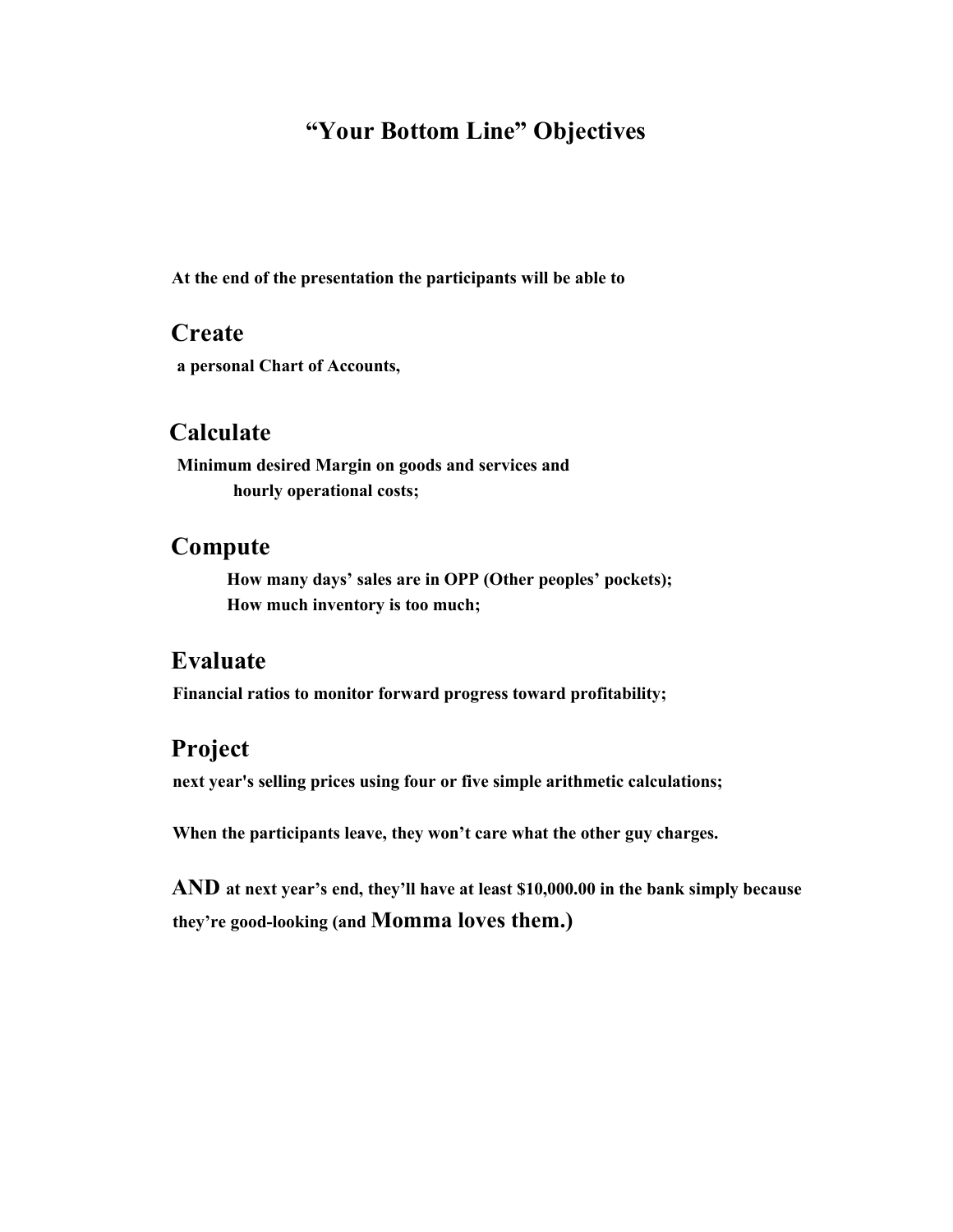# "Your Bottom Line" Objectives

**At the end of the presentation the participants will be able to**

## Create

**a personal Chart of Accounts,**

## Calculate

**Minimum desired Margin on goods and services and hourly operational costs;**

## Compute

**How many days' sales are in OPP (Other peoples' pockets);**
**How much inventory is too much;**

## Evaluate

**Financial ratios to monitor forward progress toward profitability;**

## Project

**next year's selling prices using four or five simple arithmetic calculations;**

**When the participants leave, they won't care what the other guy charges.**

**AND at next year's end, they'll have at least $10,000.00 in the bank simply because they're good-looking (and Momma loves them.)**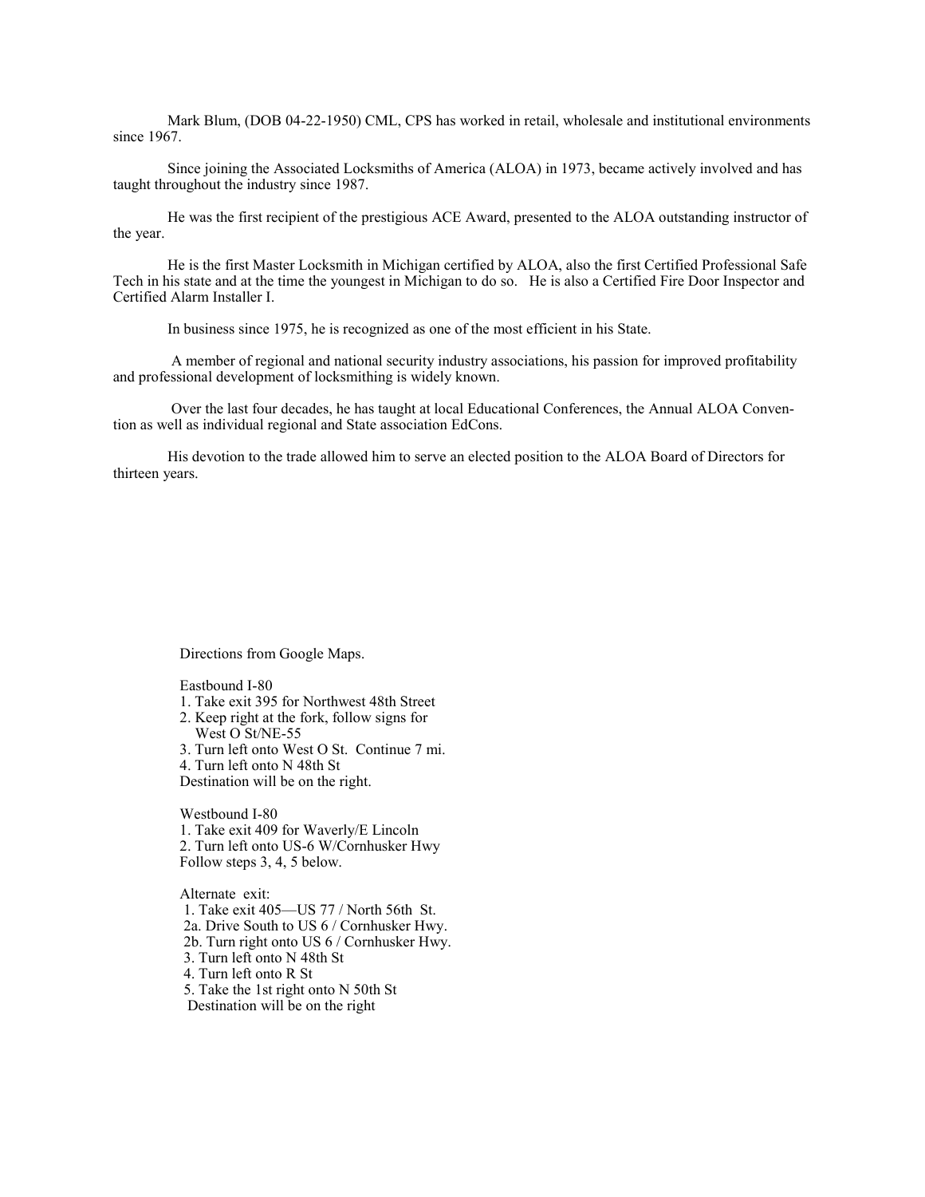Mark Blum, (DOB 04-22-1950) CML, CPS has worked in retail, wholesale and institutional environments since 1967.

Since joining the Associated Locksmiths of America (ALOA) in 1973, became actively involved and has taught throughout the industry since 1987.

He was the first recipient of the prestigious ACE Award, presented to the ALOA outstanding instructor of the year.

He is the first Master Locksmith in Michigan certified by ALOA, also the first Certified Professional Safe Tech in his state and at the time the youngest in Michigan to do so. He is also a Certified Fire Door Inspector and Certified Alarm Installer I.

In business since 1975, he is recognized as one of the most efficient in his State.

A member of regional and national security industry associations, his passion for improved profitability and professional development of locksmithing is widely known.

Over the last four decades, he has taught at local Educational Conferences, the Annual ALOA Convention as well as individual regional and State association EdCons.

His devotion to the trade allowed him to serve an elected position to the ALOA Board of Directors for thirteen years.

Directions from Google Maps.

Eastbound I-80

1. Take exit 395 for Northwest 48th Street
2. Keep right at the fork, follow signs for West O St/NE-55
3. Turn left onto West O St. Continue 7 mi.
4. Turn left onto N 48th St

Destination will be on the right.

Westbound I-80

1. Take exit 409 for Waverly/E Lincoln
2. Turn left onto US-6 W/Cornhusker Hwy

Follow steps 3, 4, 5 below.

Alternate exit:

1. Take exit 405—US 77 / North 56th St.

2a. Drive South to US 6 / Cornhusker Hwy.

2b. Turn right onto US 6 / Cornhusker Hwy.

3. Turn left onto N 48th St
4. Turn left onto R St
5. Take the 1st right onto N 50th St

Destination will be on the right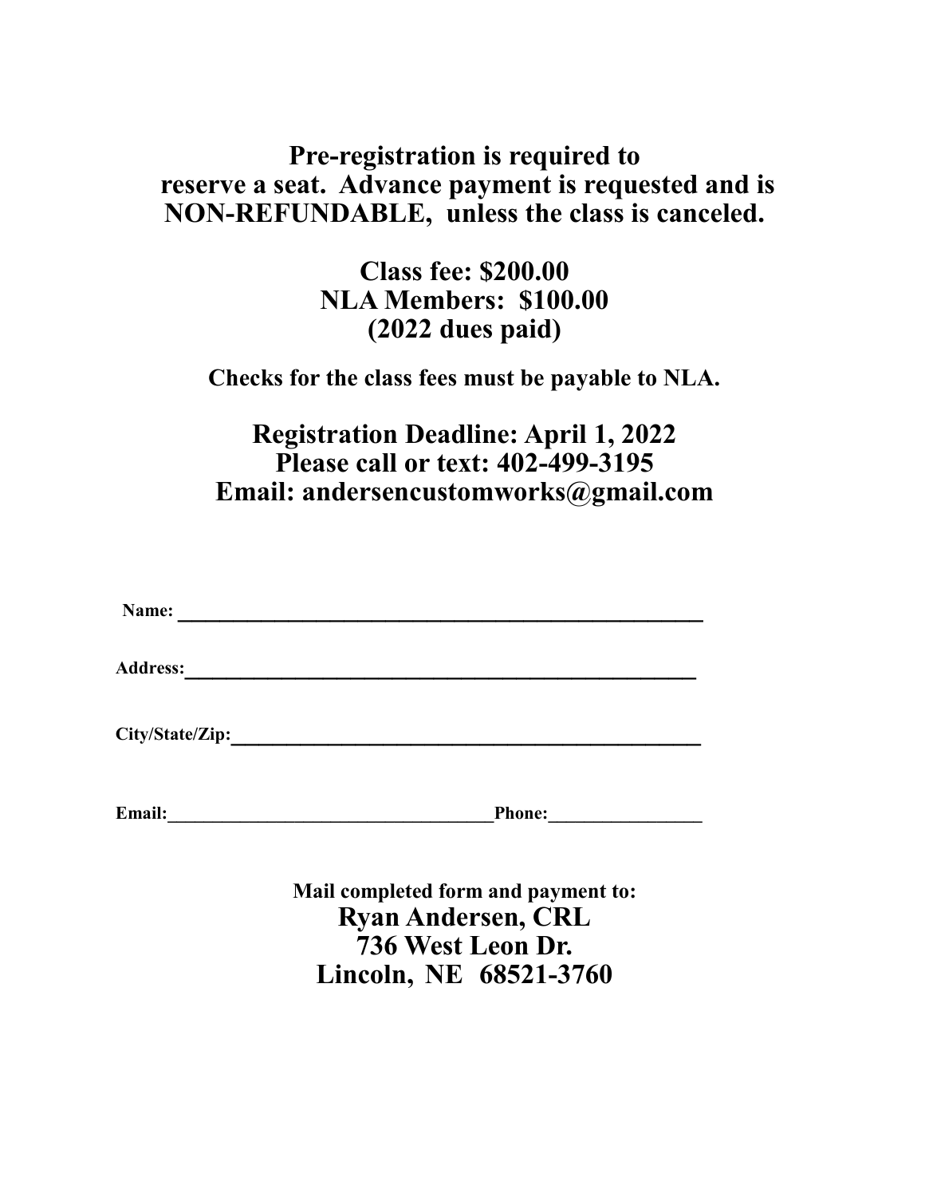**Pre-registration is required to reserve a seat. Advance payment is requested and is NON-REFUNDABLE, unless the class is canceled.**

**Class fee: $200.00**
**NLA Members: $100.00**
**(2022 dues paid)**

**Checks for the class fees must be payable to NLA.**

**Registration Deadline: April 1, 2022**
**Please call or text: 402-499-3195**
**Email: andersencustomworks@gmail.com**

**Name:** ______________________________________________

**Address:** ______________________________________________

**City/State/Zip:** ______________________________________________

**Email:** ________________________________ **Phone:** ________________

**Mail completed form and payment to:**
**Ryan Andersen, CRL**
**736 West Leon Dr.**
**Lincoln, NE 68521-3760**